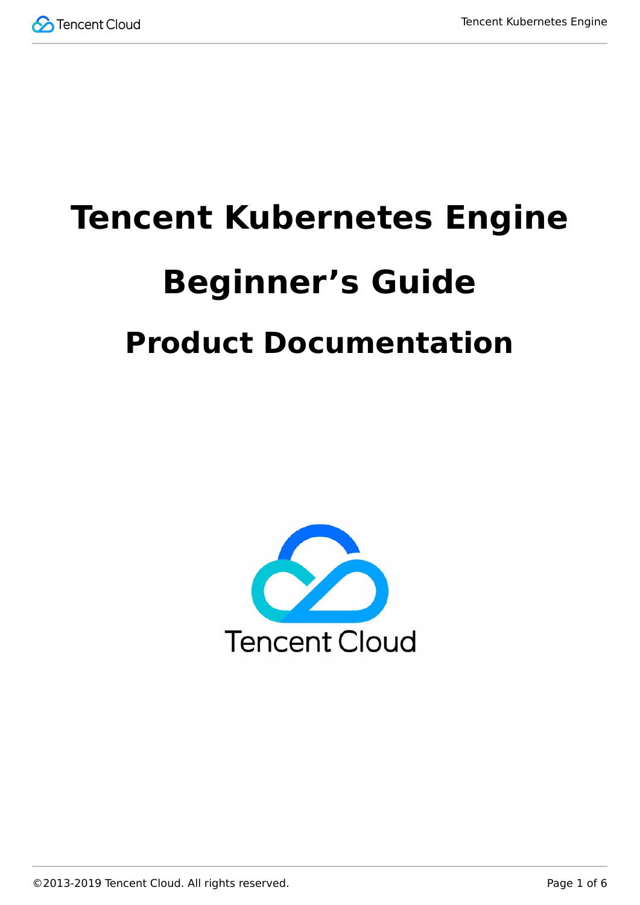# Tencent Kubernetes Engine

# Beginner's Guide

## Product Documentation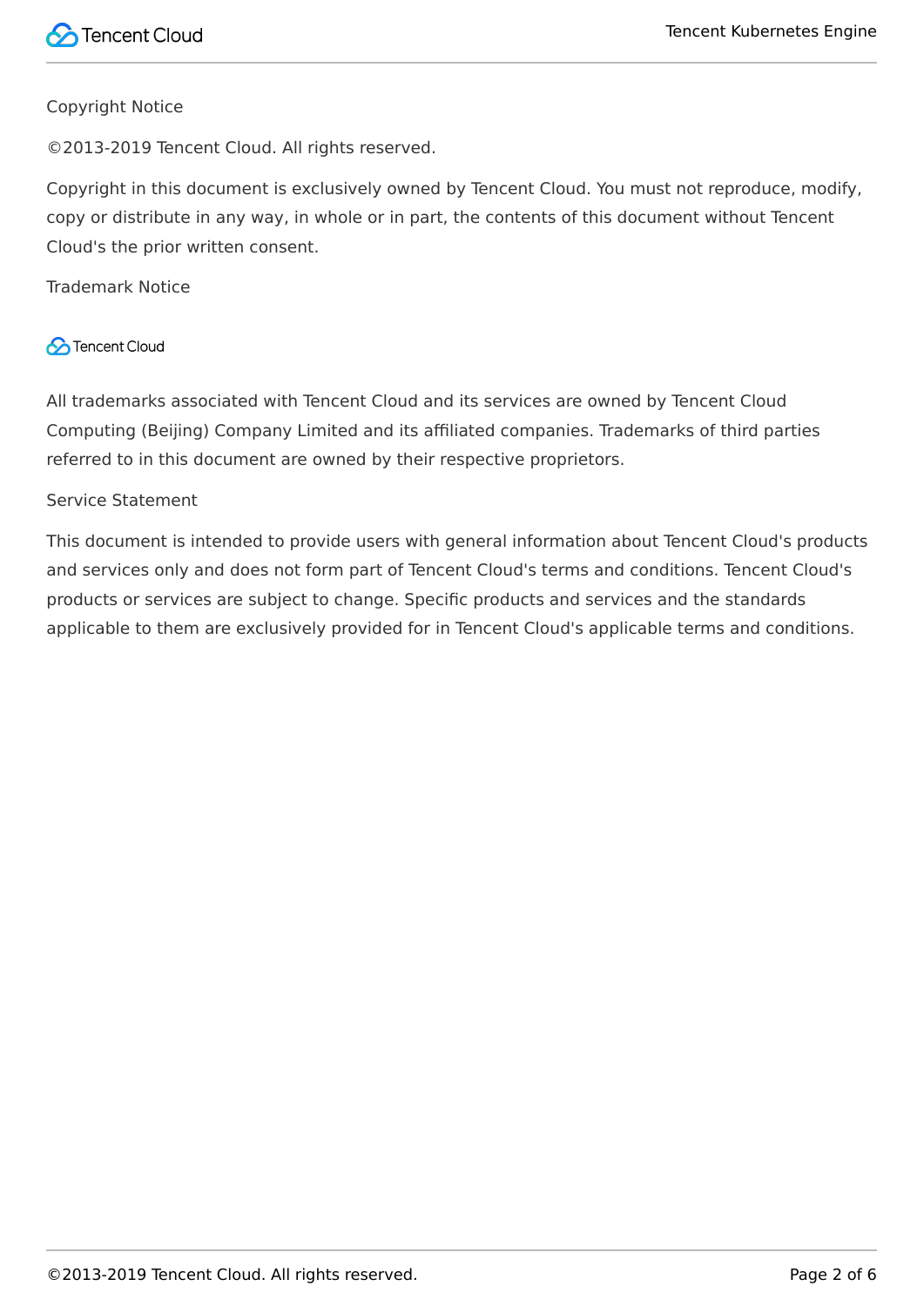Copyright Notice

©2013-2019 Tencent Cloud. All rights reserved.

Copyright in this document is exclusively owned by Tencent Cloud. You must not reproduce, modify, copy or distribute in any way, in whole or in part, the contents of this document without Tencent Cloud's the prior written consent.

Trademark Notice

Tencent Cloud

All trademarks associated with Tencent Cloud and its services are owned by Tencent Cloud Computing (Beijing) Company Limited and its affiliated companies. Trademarks of third parties referred to in this document are owned by their respective proprietors.

Service Statement

This document is intended to provide users with general information about Tencent Cloud's products and services only and does not form part of Tencent Cloud's terms and conditions. Tencent Cloud's products or services are subject to change. Specific products and services and the standards applicable to them are exclusively provided for in Tencent Cloud's applicable terms and conditions.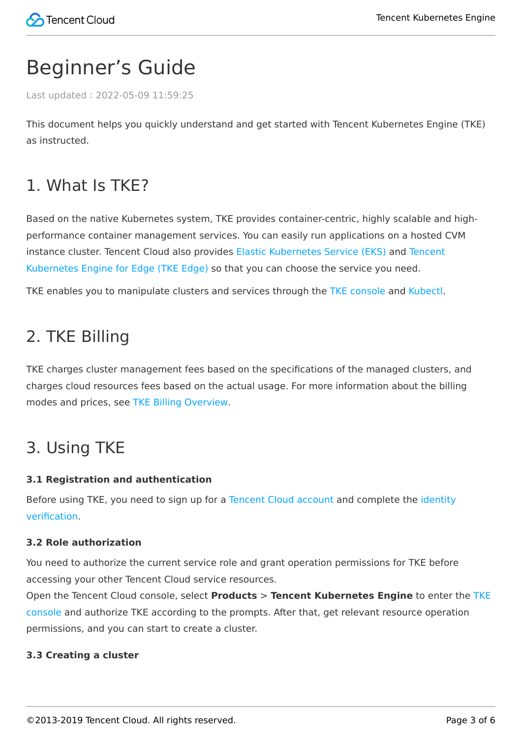# Beginner’s Guide

Last updated : 2022-05-09 11:59:25

This document helps you quickly understand and get started with Tencent Kubernetes Engine (TKE) as instructed.

## 1. What Is TKE?

Based on the native Kubernetes system, TKE provides container-centric, highly scalable and high-performance container management services. You can easily run applications on a hosted CVM instance cluster. Tencent Cloud also provides Elastic Kubernetes Service (EKS) and Tencent Kubernetes Engine for Edge (TKE Edge) so that you can choose the service you need.

TKE enables you to manipulate clusters and services through the TKE console and Kubectl.

## 2. TKE Billing

TKE charges cluster management fees based on the specifications of the managed clusters, and charges cloud resources fees based on the actual usage. For more information about the billing modes and prices, see TKE Billing Overview.

## 3. Using TKE

#### 3.1 Registration and authentication

Before using TKE, you need to sign up for a Tencent Cloud account and complete the identity verification.

#### 3.2 Role authorization

You need to authorize the current service role and grant operation permissions for TKE before accessing your other Tencent Cloud service resources.
Open the Tencent Cloud console, select **Products** > **Tencent Kubernetes Engine** to enter the TKE console and authorize TKE according to the prompts. After that, get relevant resource operation permissions, and you can start to create a cluster.

#### 3.3 Creating a cluster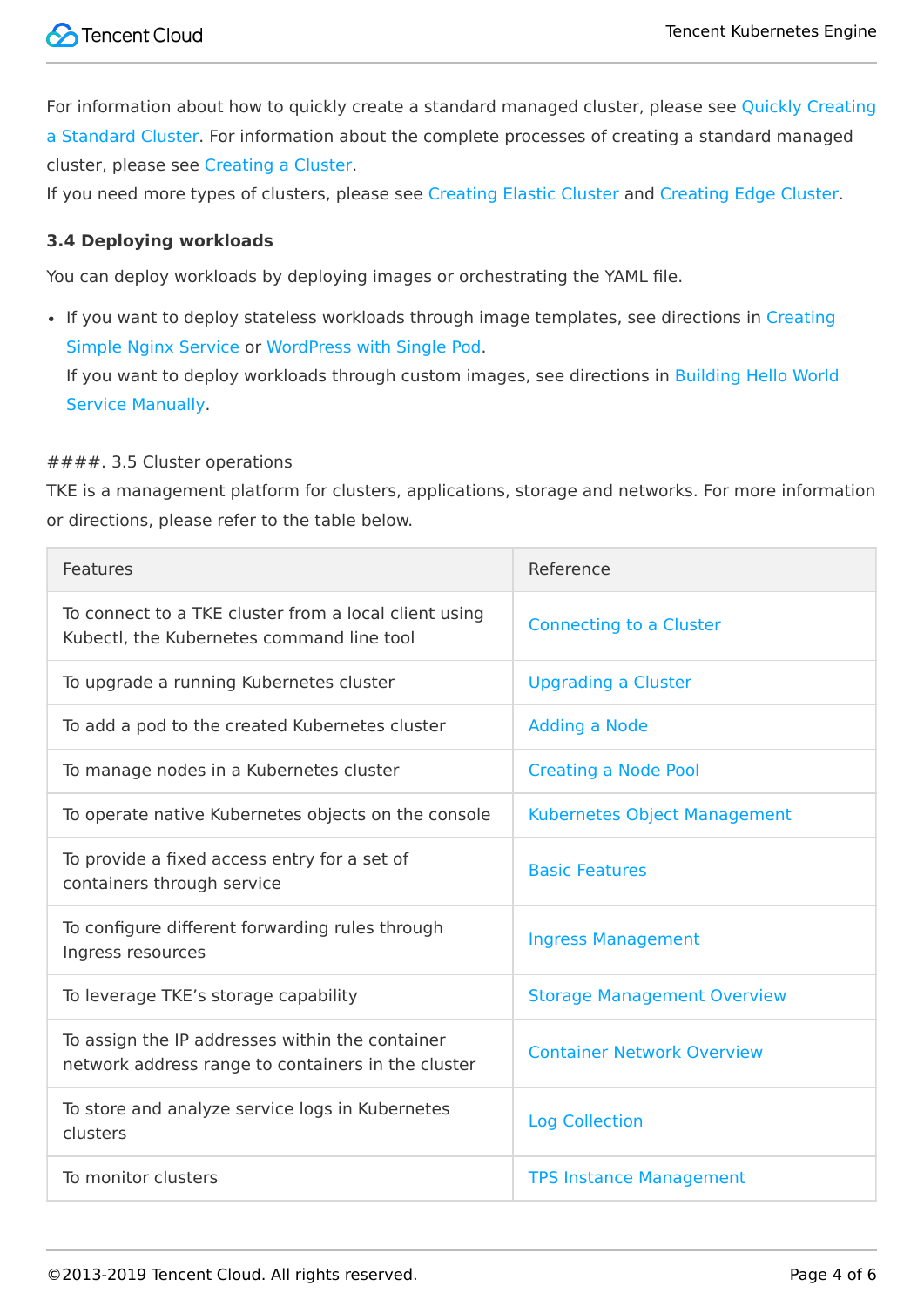For information about how to quickly create a standard managed cluster, please see Quickly Creating a Standard Cluster. For information about the complete processes of creating a standard managed cluster, please see Creating a Cluster.
If you need more types of clusters, please see Creating Elastic Cluster and Creating Edge Cluster.

### 3.4 Deploying workloads

You can deploy workloads by deploying images or orchestrating the YAML file.

- If you want to deploy stateless workloads through image templates, see directions in Creating Simple Nginx Service or WordPress with Single Pod.
  If you want to deploy workloads through custom images, see directions in Building Hello World Service Manually.

####. 3.5 Cluster operations
TKE is a management platform for clusters, applications, storage and networks. For more information or directions, please refer to the table below.

| Features | Reference |
| --- | --- |
| To connect to a TKE cluster from a local client using Kubectl, the Kubernetes command line tool | Connecting to a Cluster |
| To upgrade a running Kubernetes cluster | Upgrading a Cluster |
| To add a pod to the created Kubernetes cluster | Adding a Node |
| To manage nodes in a Kubernetes cluster | Creating a Node Pool |
| To operate native Kubernetes objects on the console | Kubernetes Object Management |
| To provide a fixed access entry for a set of containers through service | Basic Features |
| To configure different forwarding rules through Ingress resources | Ingress Management |
| To leverage TKE's storage capability | Storage Management Overview |
| To assign the IP addresses within the container network address range to containers in the cluster | Container Network Overview |
| To store and analyze service logs in Kubernetes clusters | Log Collection |
| To monitor clusters | TPS Instance Management |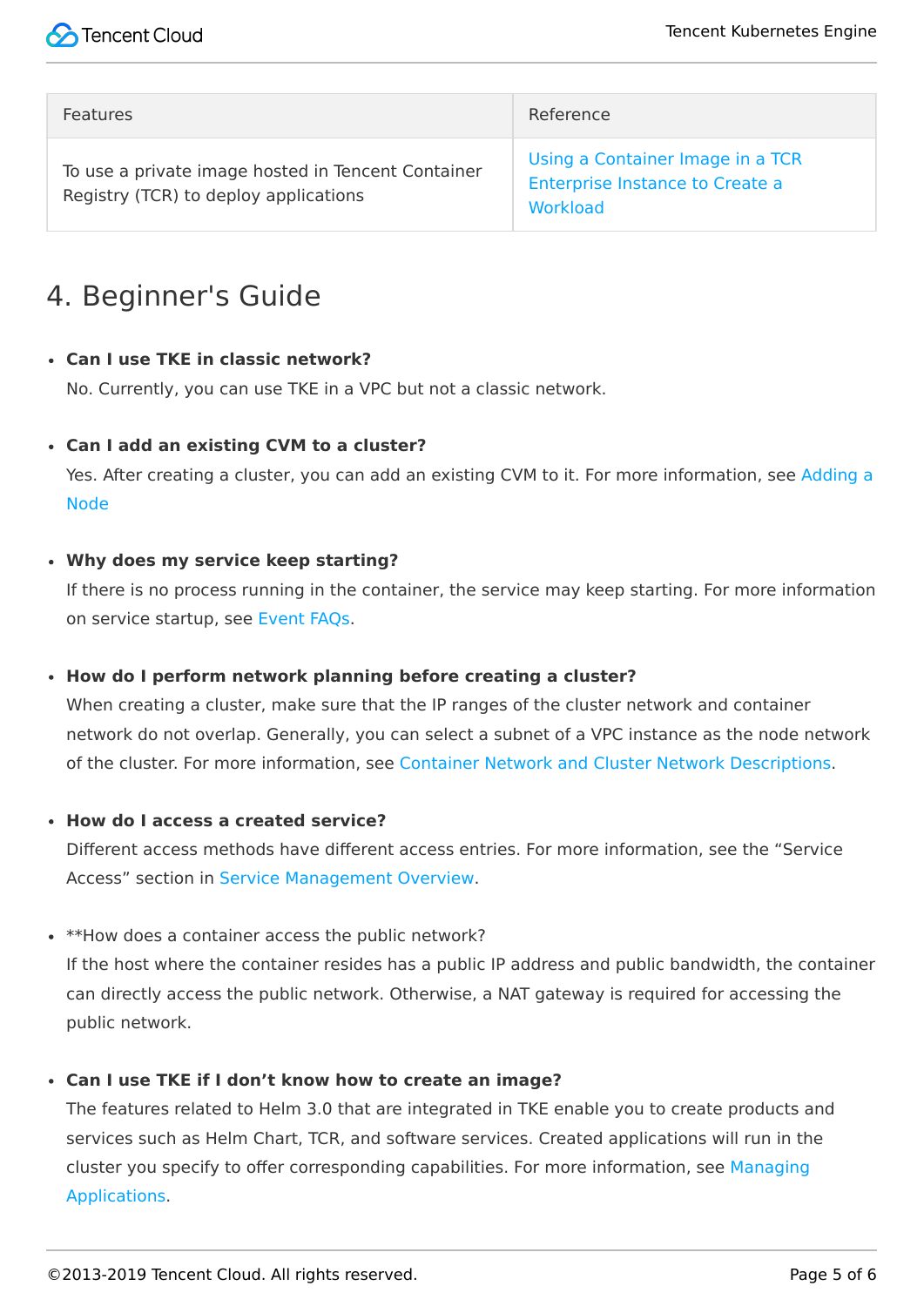| Features | Reference |
| --- | --- |
| To use a private image hosted in Tencent Container Registry (TCR) to deploy applications | Using a Container Image in a TCR Enterprise Instance to Create a Workload |

# 4. Beginner's Guide

- **Can I use TKE in classic network?**
  No. Currently, you can use TKE in a VPC but not a classic network.

- **Can I add an existing CVM to a cluster?**
  Yes. After creating a cluster, you can add an existing CVM to it. For more information, see Adding a Node

- **Why does my service keep starting?**
  If there is no process running in the container, the service may keep starting. For more information on service startup, see Event FAQs.

- **How do I perform network planning before creating a cluster?**
  When creating a cluster, make sure that the IP ranges of the cluster network and container network do not overlap. Generally, you can select a subnet of a VPC instance as the node network of the cluster. For more information, see Container Network and Cluster Network Descriptions.

- **How do I access a created service?**
  Different access methods have different access entries. For more information, see the "Service Access" section in Service Management Overview.

- **How does a container access the public network?
  If the host where the container resides has a public IP address and public bandwidth, the container can directly access the public network. Otherwise, a NAT gateway is required for accessing the public network.

- **Can I use TKE if I don't know how to create an image?**
  The features related to Helm 3.0 that are integrated in TKE enable you to create products and services such as Helm Chart, TCR, and software services. Created applications will run in the cluster you specify to offer corresponding capabilities. For more information, see Managing Applications.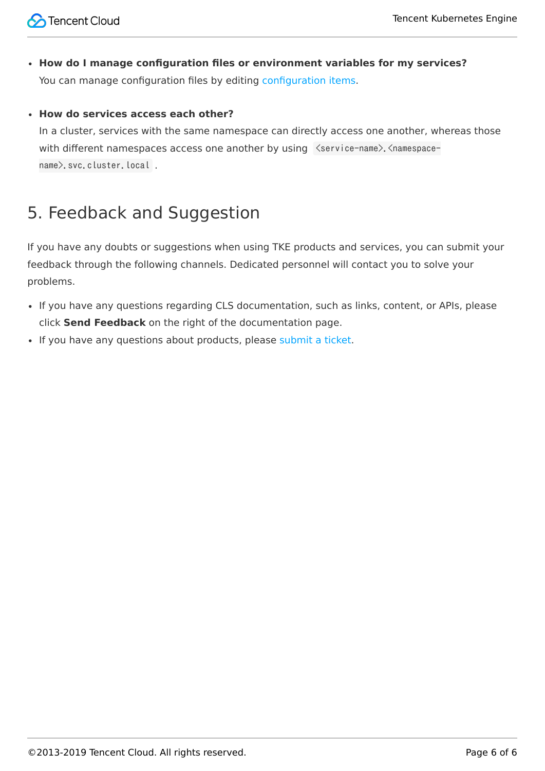- **How do I manage configuration files or environment variables for my services?**
  You can manage configuration files by editing configuration items.

- **How do services access each other?**
  In a cluster, services with the same namespace can directly access one another, whereas those with different namespaces access one another by using `<service-name>.<namespace-name>.svc.cluster.local`.

## 5. Feedback and Suggestion

If you have any doubts or suggestions when using TKE products and services, you can submit your feedback through the following channels. Dedicated personnel will contact you to solve your problems.

- If you have any questions regarding CLS documentation, such as links, content, or APIs, please click **Send Feedback** on the right of the documentation page.
- If you have any questions about products, please submit a ticket.